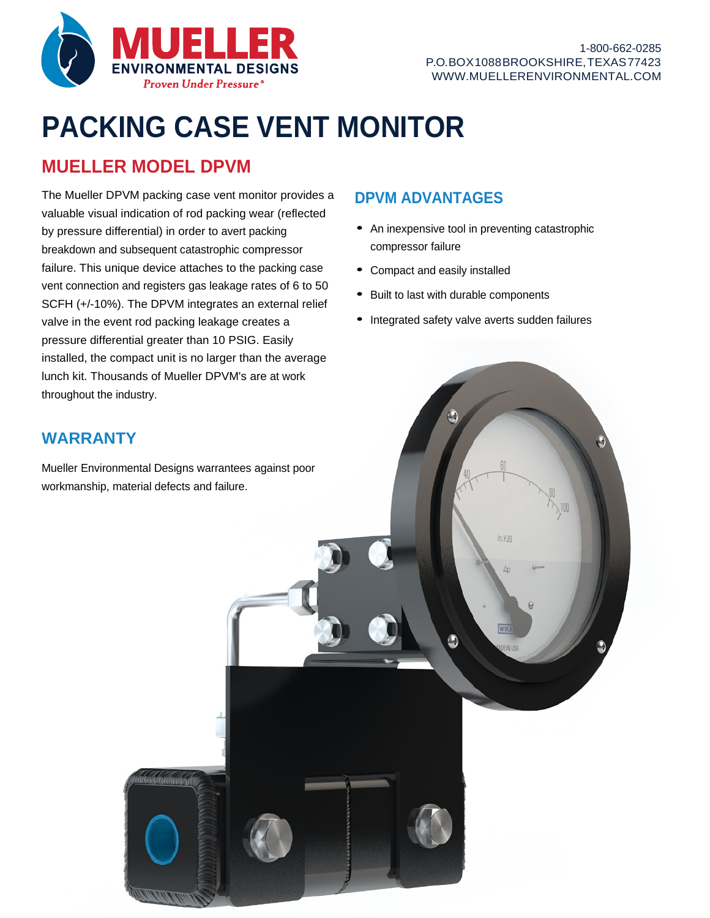MUELLER ENVIRONMENTAL DESIGNS
*Proven Under Pressure®*

1-800-662-0285
P.O.BOX1088BROOKSHIRE,TEXAS77423
WWW.MUELLERENVIRONMENTAL.COM

# PACKING CASE VENT MONITOR

## MUELLER MODEL DPVM

The Mueller DPVM packing case vent monitor provides a valuable visual indication of rod packing wear (reflected by pressure differential) in order to avert packing breakdown and subsequent catastrophic compressor failure. This unique device attaches to the packing case vent connection and registers gas leakage rates of 6 to 50 SCFH (+/-10%). The DPVM integrates an external relief valve in the event rod packing leakage creates a pressure differential greater than 10 PSIG. Easily installed, the compact unit is no larger than the average lunch kit. Thousands of Mueller DPVM's are at work throughout the industry.

## WARRANTY

Mueller Environmental Designs warrantees against poor workmanship, material defects and failure.

## DPVM ADVANTAGES

- An inexpensive tool in preventing catastrophic compressor failure
- Compact and easily installed
- Built to last with durable components
- Integrated safety valve averts sudden failures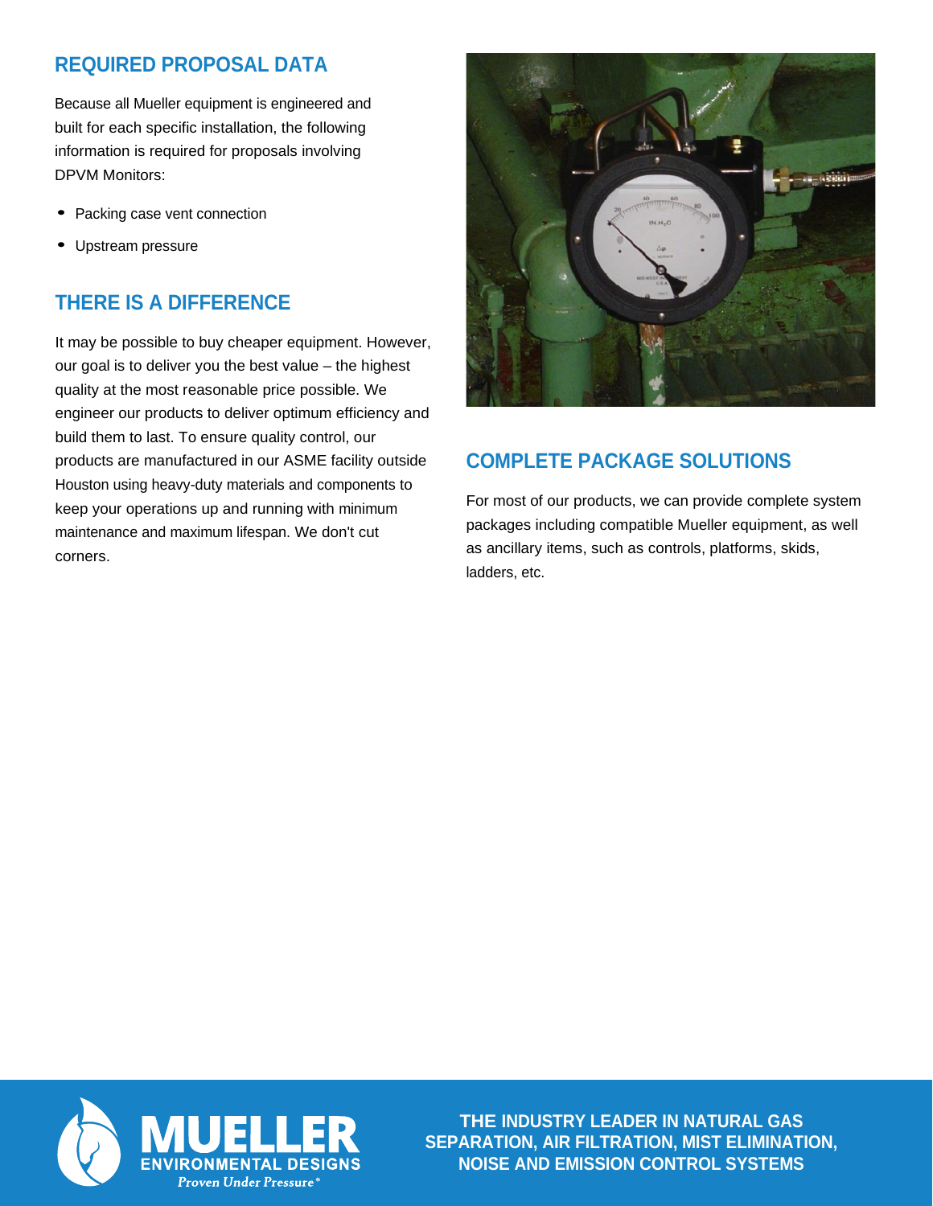## REQUIRED PROPOSAL DATA

Because all Mueller equipment is engineered and built for each specific installation, the following information is required for proposals involving DPVM Monitors:

- Packing case vent connection
- Upstream pressure

## THERE IS A DIFFERENCE

It may be possible to buy cheaper equipment. However, our goal is to deliver you the best value – the highest quality at the most reasonable price possible. We engineer our products to deliver optimum efficiency and build them to last. To ensure quality control, our products are manufactured in our ASME facility outside Houston using heavy-duty materials and components to keep your operations up and running with minimum maintenance and maximum lifespan. We don't cut corners.

## COMPLETE PACKAGE SOLUTIONS

For most of our products, we can provide complete system packages including compatible Mueller equipment, as well as ancillary items, such as controls, platforms, skids, ladders, etc.

**MUELLER ENVIRONMENTAL DESIGNS**
*Proven Under Pressure®*

**THE INDUSTRY LEADER IN NATURAL GAS SEPARATION, AIR FILTRATION, MIST ELIMINATION, NOISE AND EMISSION CONTROL SYSTEMS**